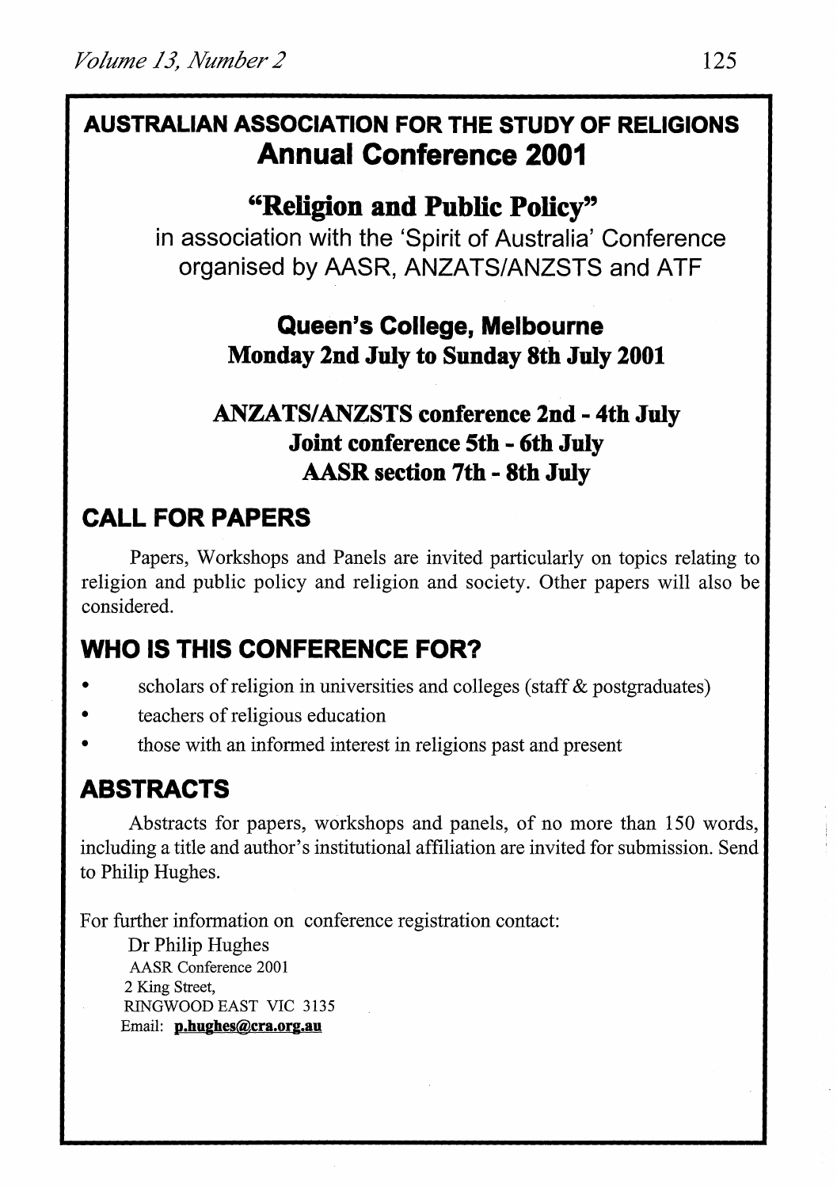# AUSTRALIAN ASSOCIATION FOR THE STUDY OF RELIGIONS

## Annual Conference 2001

## "Religion and Public Policy"

in association with the 'Spirit of Australia' Conference organised by AASR, ANZATS/ANZSTS and ATF

**Queen's College, Melbourne**
**Monday 2nd July to Sunday 8th July 2001**

**ANZATS/ANZSTS conference 2nd - 4th July**
**Joint conference 5th - 6th July**
**AASR section 7th - 8th July**

## CALL FOR PAPERS

Papers, Workshops and Panels are invited particularly on topics relating to religion and public policy and religion and society. Other papers will also be considered.

## WHO IS THIS CONFERENCE FOR?

- scholars of religion in universities and colleges (staff & postgraduates)
- teachers of religious education
- those with an informed interest in religions past and present

## ABSTRACTS

Abstracts for papers, workshops and panels, of no more than 150 words, including a title and author's institutional affiliation are invited for submission. Send to Philip Hughes.

For further information on conference registration contact:

Dr Philip Hughes
AASR Conference 2001
2 King Street,
RINGWOOD EAST VIC 3135
Email: **p.hughes@cra.org.au**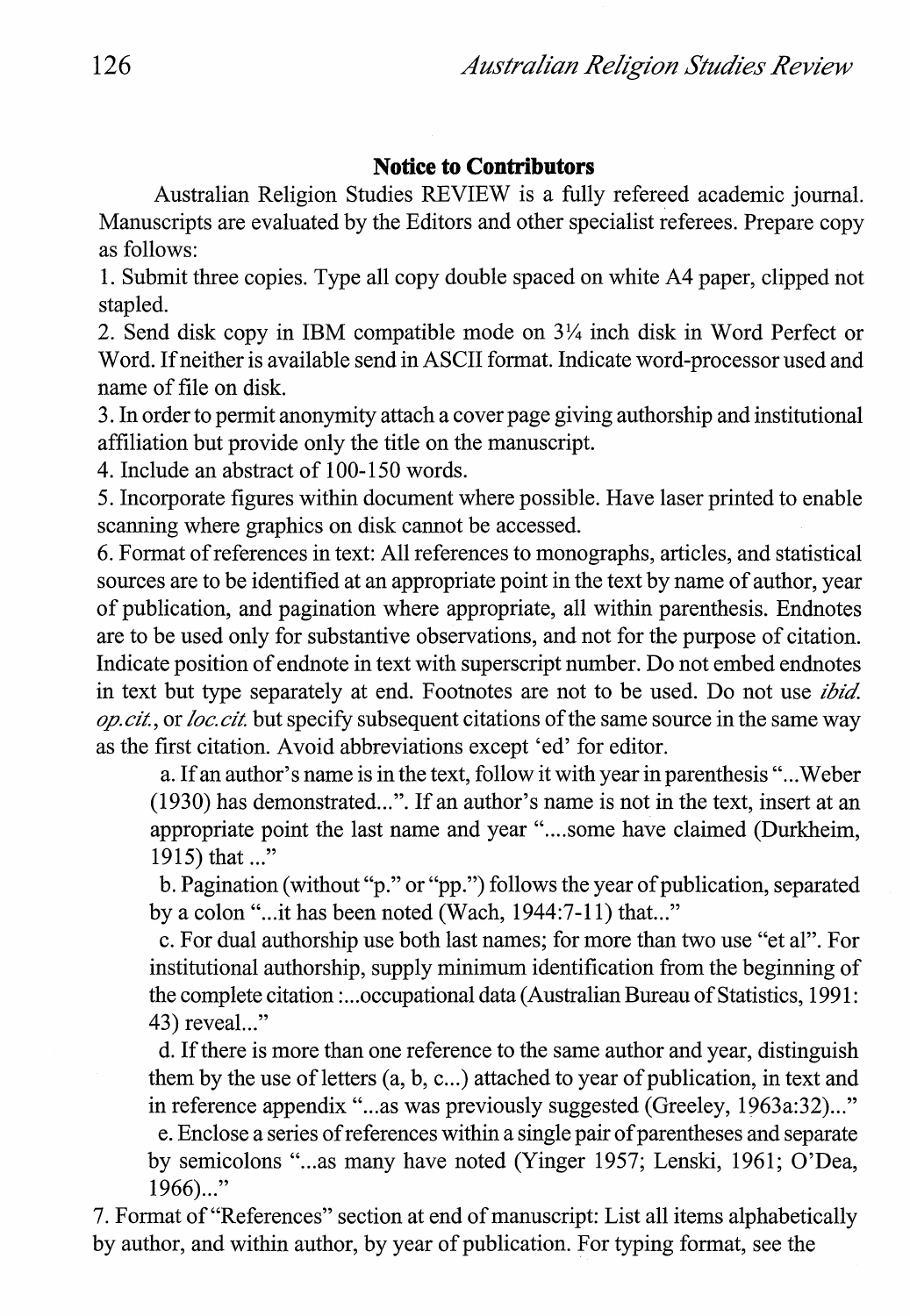## Notice to Contributors

Australian Religion Studies REVIEW is a fully refereed academic journal. Manuscripts are evaluated by the Editors and other specialist referees. Prepare copy as follows:

1. Submit three copies. Type all copy double spaced on white A4 paper, clipped not stapled.
2. Send disk copy in IBM compatible mode on 3¼ inch disk in Word Perfect or Word. If neither is available send in ASCII format. Indicate word-processor used and name of file on disk.
3. In order to permit anonymity attach a cover page giving authorship and institutional affiliation but provide only the title on the manuscript.
4. Include an abstract of 100-150 words.
5. Incorporate figures within document where possible. Have laser printed to enable scanning where graphics on disk cannot be accessed.
6. Format of references in text: All references to monographs, articles, and statistical sources are to be identified at an appropriate point in the text by name of author, year of publication, and pagination where appropriate, all within parenthesis. Endnotes are to be used only for substantive observations, and not for the purpose of citation. Indicate position of endnote in text with superscript number. Do not embed endnotes in text but type separately at end. Footnotes are not to be used. Do not use *ibid. op.cit.*, or *loc.cit.* but specify subsequent citations of the same source in the same way as the first citation. Avoid abbreviations except 'ed' for editor.
   a. If an author's name is in the text, follow it with year in parenthesis "...Weber (1930) has demonstrated...". If an author's name is not in the text, insert at an appropriate point the last name and year "....some have claimed (Durkheim, 1915) that ..."
   b. Pagination (without "p." or "pp.") follows the year of publication, separated by a colon "...it has been noted (Wach, 1944:7-11) that..."
   c. For dual authorship use both last names; for more than two use "et al". For institutional authorship, supply minimum identification from the beginning of the complete citation :...occupational data (Australian Bureau of Statistics, 1991: 43) reveal..."
   d. If there is more than one reference to the same author and year, distinguish them by the use of letters (a, b, c...) attached to year of publication, in text and in reference appendix "...as was previously suggested (Greeley, 1963a:32)..."
   e. Enclose a series of references within a single pair of parentheses and separate by semicolons "...as many have noted (Yinger 1957; Lenski, 1961; O'Dea, 1966)..."
7. Format of "References" section at end of manuscript: List all items alphabetically by author, and within author, by year of publication. For typing format, see the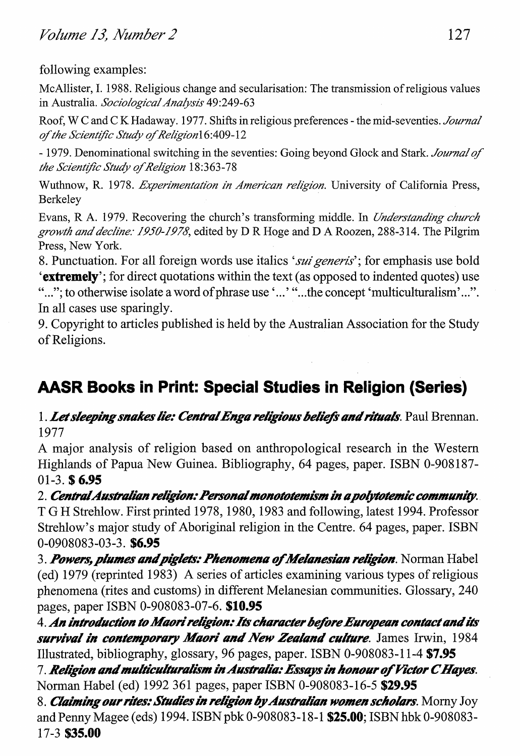following examples:

McAllister, I. 1988. Religious change and secularisation: The transmission of religious values in Australia. *Sociological Analysis* 49:249-63

Roof, W C and C K Hadaway. 1977. Shifts in religious preferences - the mid-seventies. *Journal of the Scientific Study of Religion*16:409-12

- 1979. Denominational switching in the seventies: Going beyond Glock and Stark. *Journal of the Scientific Study of Religion* 18:363-78

Wuthnow, R. 1978. *Experimentation in American religion.* University of California Press, Berkeley

Evans, R A. 1979. Recovering the church's transforming middle. In *Understanding church growth and decline: 1950-1978*, edited by D R Hoge and D A Roozen, 288-314. The Pilgrim Press, New York.

8. Punctuation. For all foreign words use italics '*sui generis*'; for emphasis use bold '**extremely**'; for direct quotations within the text (as opposed to indented quotes) use "..."; to otherwise isolate a word of phrase use '...' "...the concept 'multiculturalism'...". In all cases use sparingly.

9. Copyright to articles published is held by the Australian Association for the Study of Religions.

## AASR Books in Print: Special Studies in Religion (Series)

1. ***Let sleeping snakes lie: Central Enga religious beliefs and rituals.*** Paul Brennan. 1977

A major analysis of religion based on anthropological research in the Western Highlands of Papua New Guinea. Bibliography, 64 pages, paper. ISBN 0-908187-01-3. **$ 6.95**

2. ***Central Australian religion: Personal monototemism in a polytotemic community.*** T G H Strehlow. First printed 1978, 1980, 1983 and following, latest 1994. Professor Strehlow's major study of Aboriginal religion in the Centre. 64 pages, paper. ISBN 0-0908083-03-3. **$6.95**

3. ***Powers, plumes and piglets: Phenomena of Melanesian religion.*** Norman Habel (ed) 1979 (reprinted 1983) A series of articles examining various types of religious phenomena (rites and customs) in different Melanesian communities. Glossary, 240 pages, paper ISBN 0-908083-07-6. **$10.95**

4. ***An introduction to Maori religion: Its character before European contact and its survival in contemporary Maori and New Zealand culture.*** James Irwin, 1984 Illustrated, bibliography, glossary, 96 pages, paper. ISBN 0-908083-11-4 **$7.95**

7. ***Religion and multiculturalism in Australia: Essays in honour of Victor C Hayes.*** Norman Habel (ed) 1992 361 pages, paper ISBN 0-908083-16-5 **$29.95**

8. ***Claiming our rites: Studies in religion by Australian women scholars.*** Morny Joy and Penny Magee (eds) 1994. ISBN pbk 0-908083-18-1 **$25.00**; ISBN hbk 0-908083-17-3 **$35.00**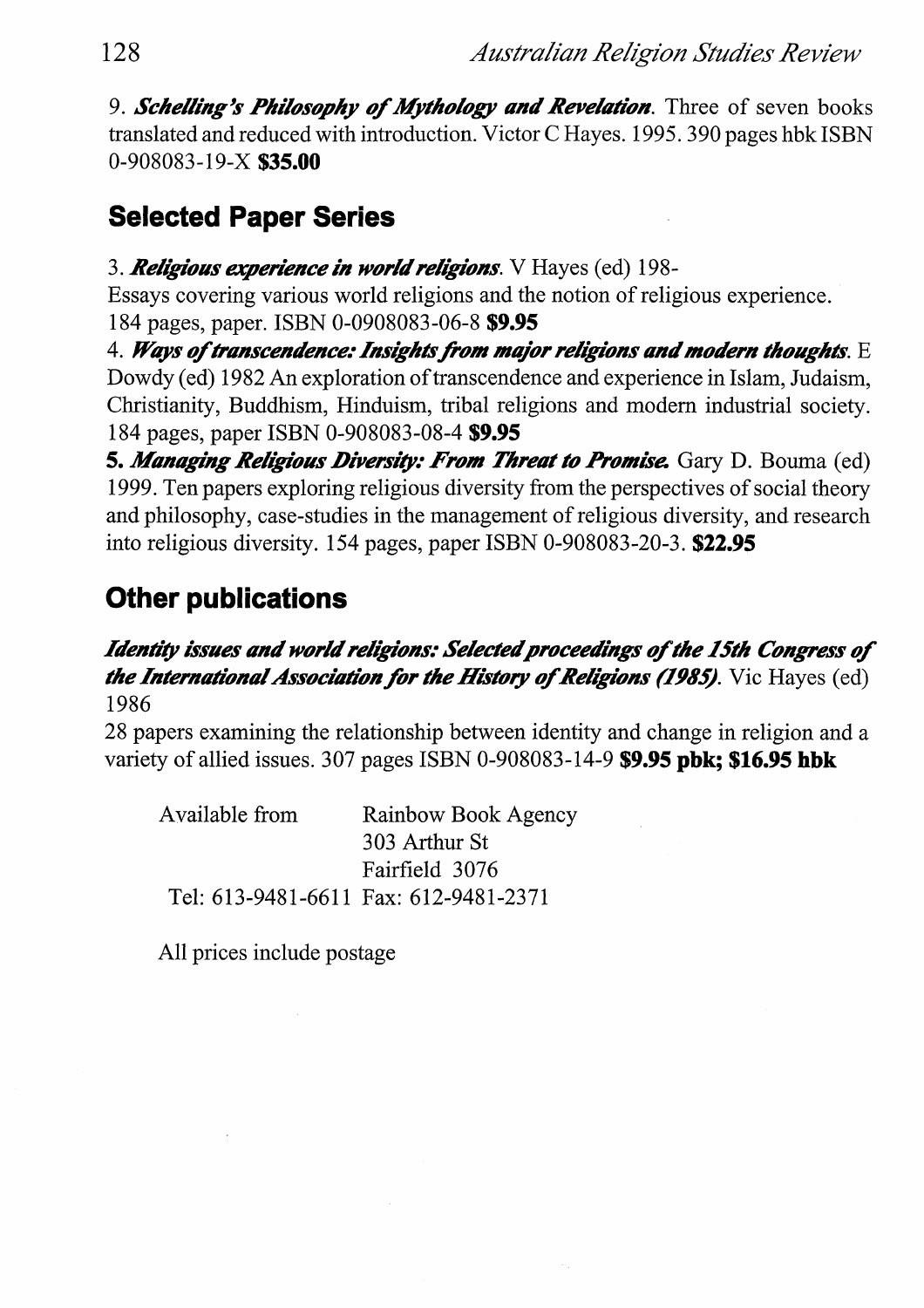9. ***Schelling's Philosophy of Mythology and Revelation***. Three of seven books translated and reduced with introduction. Victor C Hayes. 1995. 390 pages hbk ISBN 0-908083-19-X **$35.00**

## Selected Paper Series

3. ***Religious experience in world religions***. V Hayes (ed) 198-
Essays covering various world religions and the notion of religious experience.
184 pages, paper. ISBN 0-0908083-06-8 **$9.95**

4. ***Ways of transcendence: Insights from major religions and modern thoughts***. E Dowdy (ed) 1982 An exploration of transcendence and experience in Islam, Judaism, Christianity, Buddhism, Hinduism, tribal religions and modern industrial society. 184 pages, paper ISBN 0-908083-08-4 **$9.95**

5. ***Managing Religious Diversity: From Threat to Promise***. Gary D. Bouma (ed) 1999. Ten papers exploring religious diversity from the perspectives of social theory and philosophy, case-studies in the management of religious diversity, and research into religious diversity. 154 pages, paper ISBN 0-908083-20-3. **$22.95**

## Other publications

***Identity issues and world religions: Selected proceedings of the 15th Congress of the International Association for the History of Religions (1985)***. Vic Hayes (ed) 1986

28 papers examining the relationship between identity and change in religion and a variety of allied issues. 307 pages ISBN 0-908083-14-9 **$9.95 pbk; $16.95 hbk**

Available from Rainbow Book Agency
303 Arthur St
Fairfield 3076
Tel: 613-9481-6611 Fax: 612-9481-2371

All prices include postage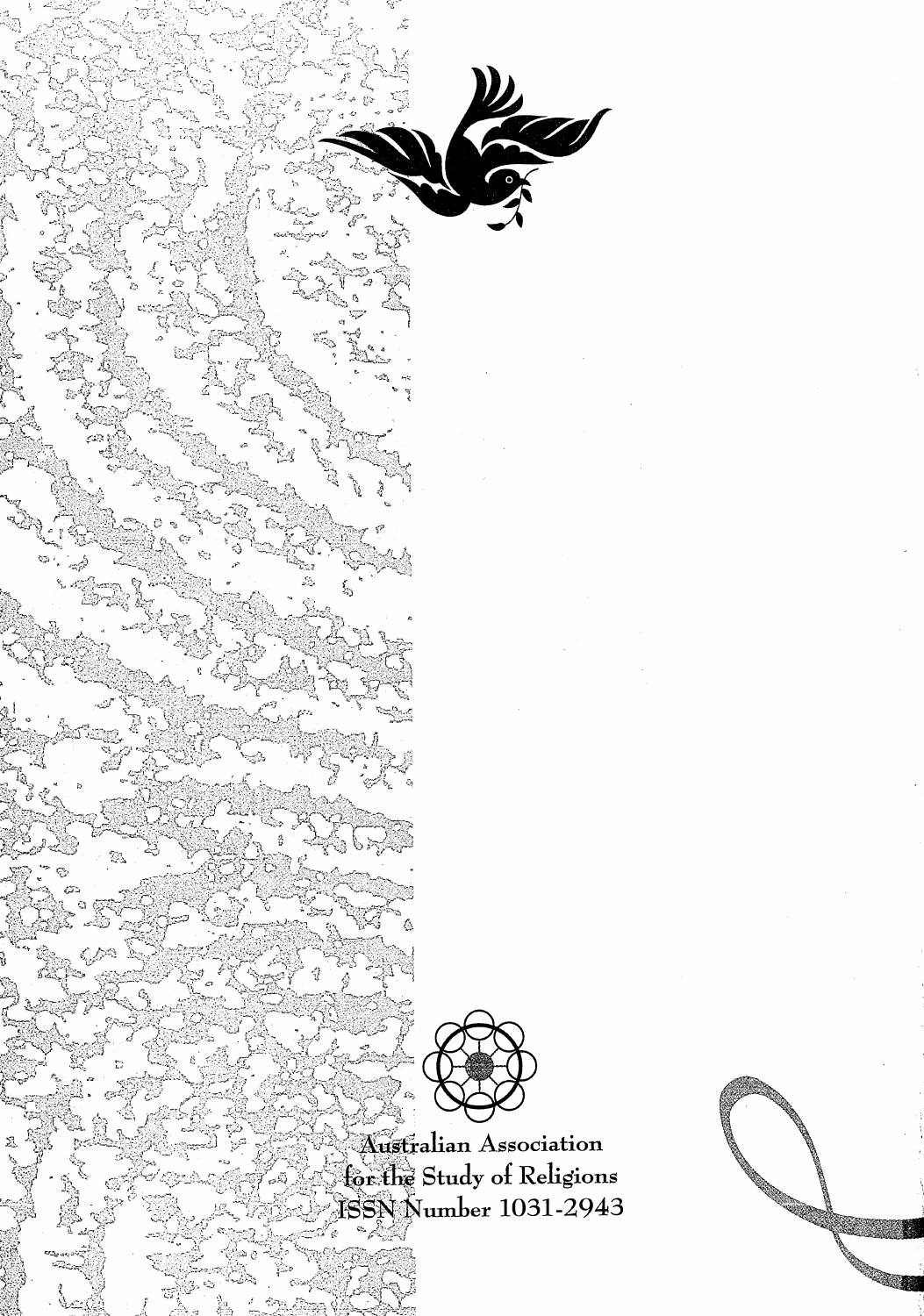Australian Association for the Study of Religions
ISSN Number 1031-2943